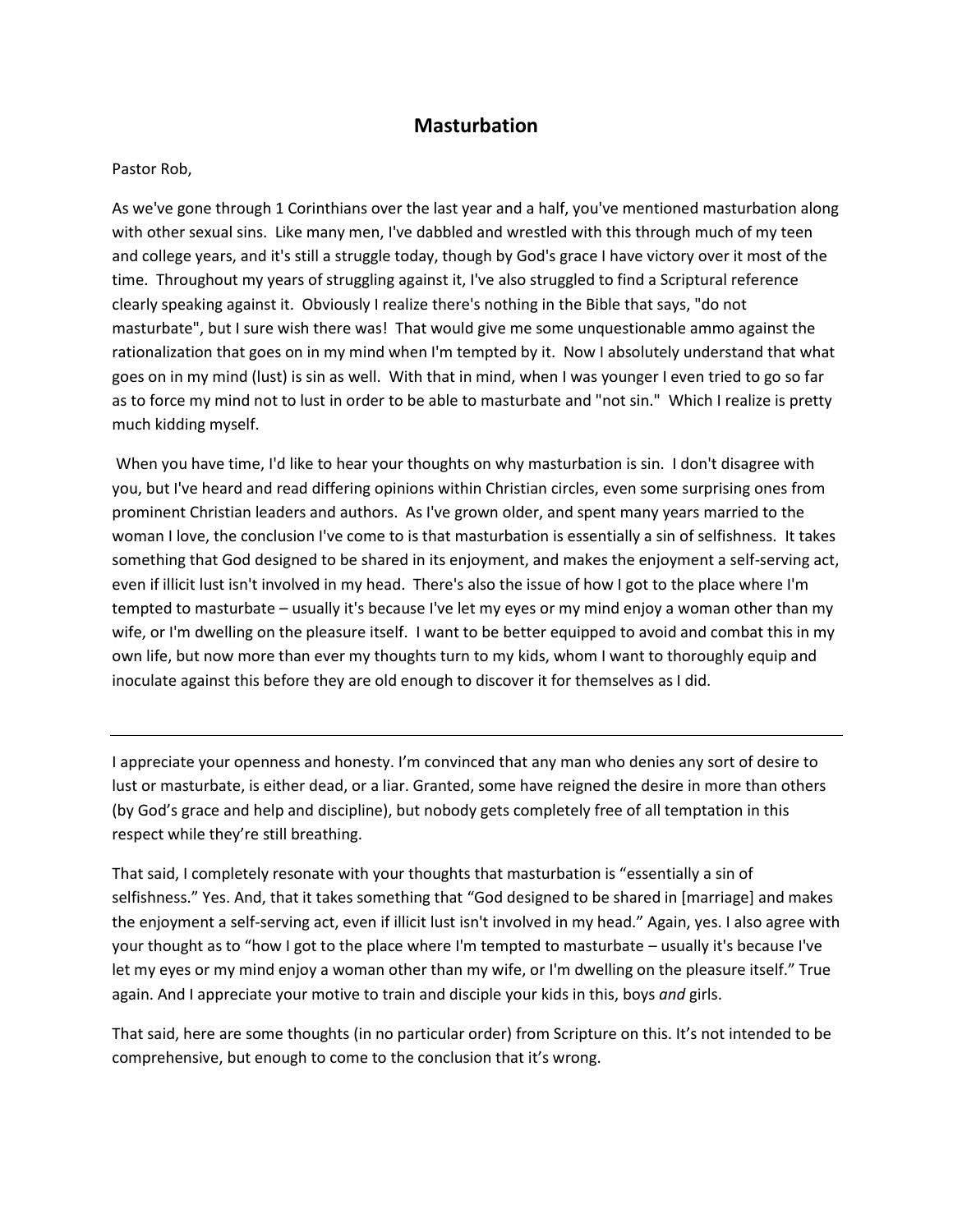## Masturbation

Pastor Rob,

As we've gone through 1 Corinthians over the last year and a half, you've mentioned masturbation along with other sexual sins. Like many men, I've dabbled and wrestled with this through much of my teen and college years, and it's still a struggle today, though by God's grace I have victory over it most of the time. Throughout my years of struggling against it, I've also struggled to find a Scriptural reference clearly speaking against it. Obviously I realize there's nothing in the Bible that says, "do not masturbate", but I sure wish there was! That would give me some unquestionable ammo against the rationalization that goes on in my mind when I'm tempted by it. Now I absolutely understand that what goes on in my mind (lust) is sin as well. With that in mind, when I was younger I even tried to go so far as to force my mind not to lust in order to be able to masturbate and "not sin." Which I realize is pretty much kidding myself.

When you have time, I'd like to hear your thoughts on why masturbation is sin. I don't disagree with you, but I've heard and read differing opinions within Christian circles, even some surprising ones from prominent Christian leaders and authors. As I've grown older, and spent many years married to the woman I love, the conclusion I've come to is that masturbation is essentially a sin of selfishness. It takes something that God designed to be shared in its enjoyment, and makes the enjoyment a self-serving act, even if illicit lust isn't involved in my head. There's also the issue of how I got to the place where I'm tempted to masturbate – usually it's because I've let my eyes or my mind enjoy a woman other than my wife, or I'm dwelling on the pleasure itself. I want to be better equipped to avoid and combat this in my own life, but now more than ever my thoughts turn to my kids, whom I want to thoroughly equip and inoculate against this before they are old enough to discover it for themselves as I did.

---

I appreciate your openness and honesty. I'm convinced that any man who denies any sort of desire to lust or masturbate, is either dead, or a liar. Granted, some have reigned the desire in more than others (by God's grace and help and discipline), but nobody gets completely free of all temptation in this respect while they're still breathing.

That said, I completely resonate with your thoughts that masturbation is "essentially a sin of selfishness." Yes. And, that it takes something that "God designed to be shared in [marriage] and makes the enjoyment a self-serving act, even if illicit lust isn't involved in my head." Again, yes. I also agree with your thought as to "how I got to the place where I'm tempted to masturbate – usually it's because I've let my eyes or my mind enjoy a woman other than my wife, or I'm dwelling on the pleasure itself." True again. And I appreciate your motive to train and disciple your kids in this, boys *and* girls.

That said, here are some thoughts (in no particular order) from Scripture on this. It's not intended to be comprehensive, but enough to come to the conclusion that it's wrong.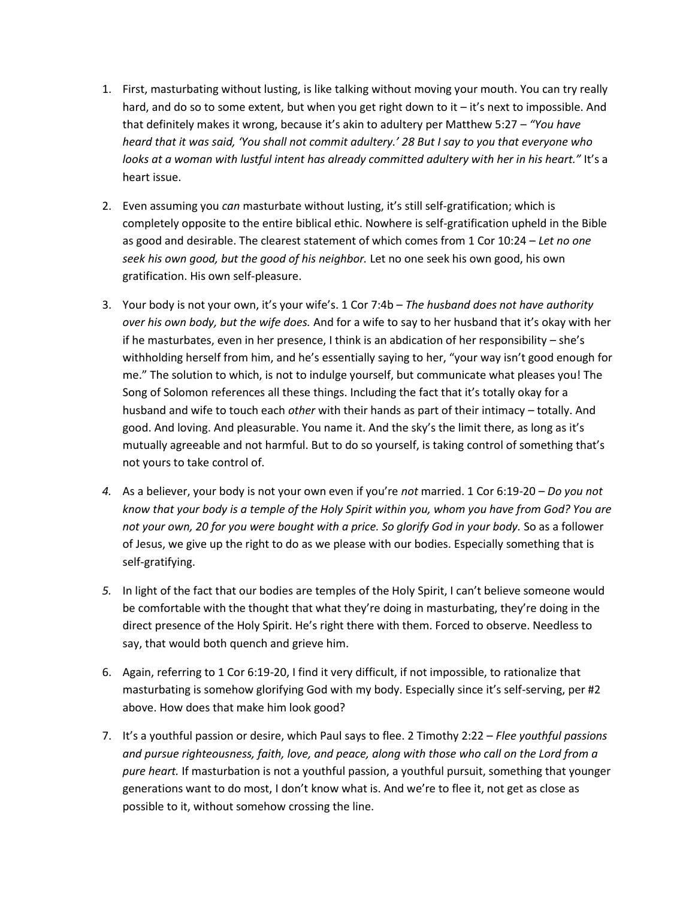1. First, masturbating without lusting, is like talking without moving your mouth. You can try really hard, and do so to some extent, but when you get right down to it – it's next to impossible. And that definitely makes it wrong, because it's akin to adultery per Matthew 5:27 – *"You have heard that it was said, 'You shall not commit adultery.' 28 But I say to you that everyone who looks at a woman with lustful intent has already committed adultery with her in his heart."* It's a heart issue.

2. Even assuming you *can* masturbate without lusting, it's still self-gratification; which is completely opposite to the entire biblical ethic. Nowhere is self-gratification upheld in the Bible as good and desirable. The clearest statement of which comes from 1 Cor 10:24 – *Let no one seek his own good, but the good of his neighbor.* Let no one seek his own good, his own gratification. His own self-pleasure.

3. Your body is not your own, it's your wife's. 1 Cor 7:4b – *The husband does not have authority over his own body, but the wife does.* And for a wife to say to her husband that it's okay with her if he masturbates, even in her presence, I think is an abdication of her responsibility – she's withholding herself from him, and he's essentially saying to her, "your way isn't good enough for me." The solution to which, is not to indulge yourself, but communicate what pleases you! The Song of Solomon references all these things. Including the fact that it's totally okay for a husband and wife to touch each *other* with their hands as part of their intimacy – totally. And good. And loving. And pleasurable. You name it. And the sky's the limit there, as long as it's mutually agreeable and not harmful. But to do so yourself, is taking control of something that's not yours to take control of.

4. As a believer, your body is not your own even if you're *not* married. 1 Cor 6:19-20 – *Do you not know that your body is a temple of the Holy Spirit within you, whom you have from God? You are not your own, 20 for you were bought with a price. So glorify God in your body.* So as a follower of Jesus, we give up the right to do as we please with our bodies. Especially something that is self-gratifying.

5. In light of the fact that our bodies are temples of the Holy Spirit, I can't believe someone would be comfortable with the thought that what they're doing in masturbating, they're doing in the direct presence of the Holy Spirit. He's right there with them. Forced to observe. Needless to say, that would both quench and grieve him.

6. Again, referring to 1 Cor 6:19-20, I find it very difficult, if not impossible, to rationalize that masturbating is somehow glorifying God with my body. Especially since it's self-serving, per #2 above. How does that make him look good?

7. It's a youthful passion or desire, which Paul says to flee. 2 Timothy 2:22 – *Flee youthful passions and pursue righteousness, faith, love, and peace, along with those who call on the Lord from a pure heart.* If masturbation is not a youthful passion, a youthful pursuit, something that younger generations want to do most, I don't know what is. And we're to flee it, not get as close as possible to it, without somehow crossing the line.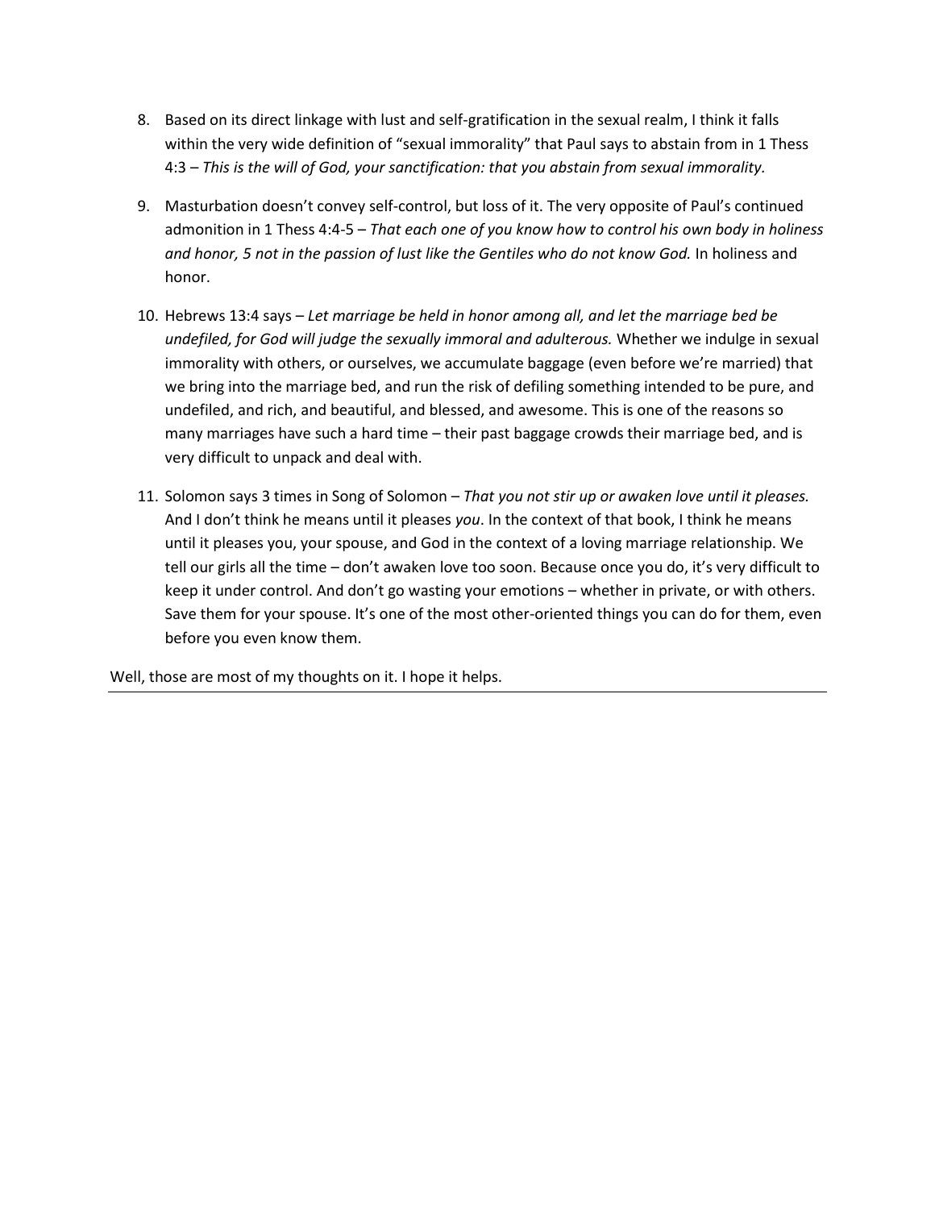8. Based on its direct linkage with lust and self-gratification in the sexual realm, I think it falls within the very wide definition of "sexual immorality" that Paul says to abstain from in 1 Thess 4:3 – *This is the will of God, your sanctification: that you abstain from sexual immorality*.

9. Masturbation doesn't convey self-control, but loss of it. The very opposite of Paul's continued admonition in 1 Thess 4:4-5 – *That each one of you know how to control his own body in holiness and honor, 5 not in the passion of lust like the Gentiles who do not know God.* In holiness and honor.

10. Hebrews 13:4 says – *Let marriage be held in honor among all, and let the marriage bed be undefiled, for God will judge the sexually immoral and adulterous.* Whether we indulge in sexual immorality with others, or ourselves, we accumulate baggage (even before we're married) that we bring into the marriage bed, and run the risk of defiling something intended to be pure, and undefiled, and rich, and beautiful, and blessed, and awesome. This is one of the reasons so many marriages have such a hard time – their past baggage crowds their marriage bed, and is very difficult to unpack and deal with.

11. Solomon says 3 times in Song of Solomon – *That you not stir up or awaken love until it pleases.* And I don't think he means until it pleases *you*. In the context of that book, I think he means until it pleases you, your spouse, and God in the context of a loving marriage relationship. We tell our girls all the time – don't awaken love too soon. Because once you do, it's very difficult to keep it under control. And don't go wasting your emotions – whether in private, or with others. Save them for your spouse. It's one of the most other-oriented things you can do for them, even before you even know them.

Well, those are most of my thoughts on it. I hope it helps.

---